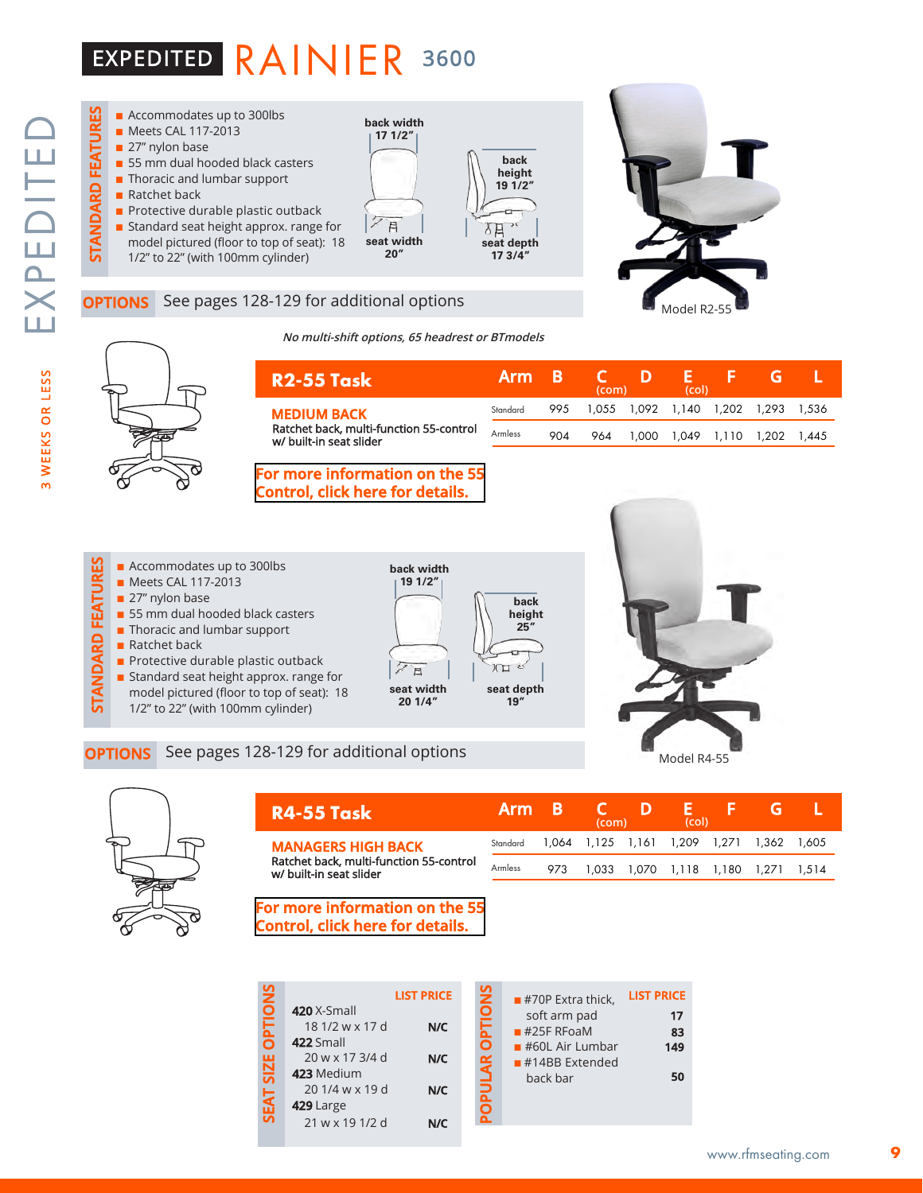# EXPEDITED RAINIER 3600

EXPEDITED

3 WEEKS OR LESS

## STANDARD FEATURES

- Accommodates up to 300lbs
- Meets CAL 117-2013
- 27″ nylon base
- 55 mm dual hooded black casters
- Thoracic and lumbar support
- Ratchet back
- Protective durable plastic outback
- Standard seat height approx. range for model pictured (floor to top of seat): 18 1/2″ to 22″ (with 100mm cylinder)

back width 17 1/2″

back height 19 1/2″

seat width 20″

seat depth 17 3/4″

Model R2-55

**OPTIONS** See pages 128-129 for additional options

*No multi-shift options, 65 headrest or BTmodels*

| R2-55 Task | Arm | B | C (com) | D | E (col) | F | G | L |
|---|---|---|---|---|---|---|---|---|
| **MEDIUM BACK** Ratchet back, multi-function 55-control w/ built-in seat slider | Standard | 995 | 1,055 | 1,092 | 1,140 | 1,202 | 1,293 | 1,536 |
| | Armless | 904 | 964 | 1,000 | 1,049 | 1,110 | 1,202 | 1,445 |

For more information on the 55 Control, click here for details.

## STANDARD FEATURES

- Accommodates up to 300lbs
- Meets CAL 117-2013
- 27″ nylon base
- 55 mm dual hooded black casters
- Thoracic and lumbar support
- Ratchet back
- Protective durable plastic outback
- Standard seat height approx. range for model pictured (floor to top of seat): 18 1/2″ to 22″ (with 100mm cylinder)

back width 19 1/2″

back height 25″

seat width 20 1/4″

seat depth 19″

Model R4-55

**OPTIONS** See pages 128-129 for additional options

| R4-55 Task | Arm | B | C (com) | D | E (col) | F | G | L |
|---|---|---|---|---|---|---|---|---|
| **MANAGERS HIGH BACK** Ratchet back, multi-function 55-control w/ built-in seat slider | Standard | 1,064 | 1,125 | 1,161 | 1,209 | 1,271 | 1,362 | 1,605 |
| | Armless | 973 | 1,033 | 1,070 | 1,118 | 1,180 | 1,271 | 1,514 |

For more information on the 55 Control, click here for details.

## SEAT SIZE OPTIONS

| | LIST PRICE |
|---|---|
| **420** X-Small 18 1/2 w x 17 d | N/C |
| **422** Small 20 w x 17 3/4 d | N/C |
| **423** Medium 20 1/4 w x 19 d | N/C |
| **429** Large 21 w x 19 1/2 d | N/C |

## POPULAR OPTIONS

| | LIST PRICE |
|---|---|
| #70P Extra thick, soft arm pad | 17 |
| #25F RFoaM | 83 |
| #60L Air Lumbar | 149 |
| #14BB Extended back bar | 50 |

www.rfmseating.com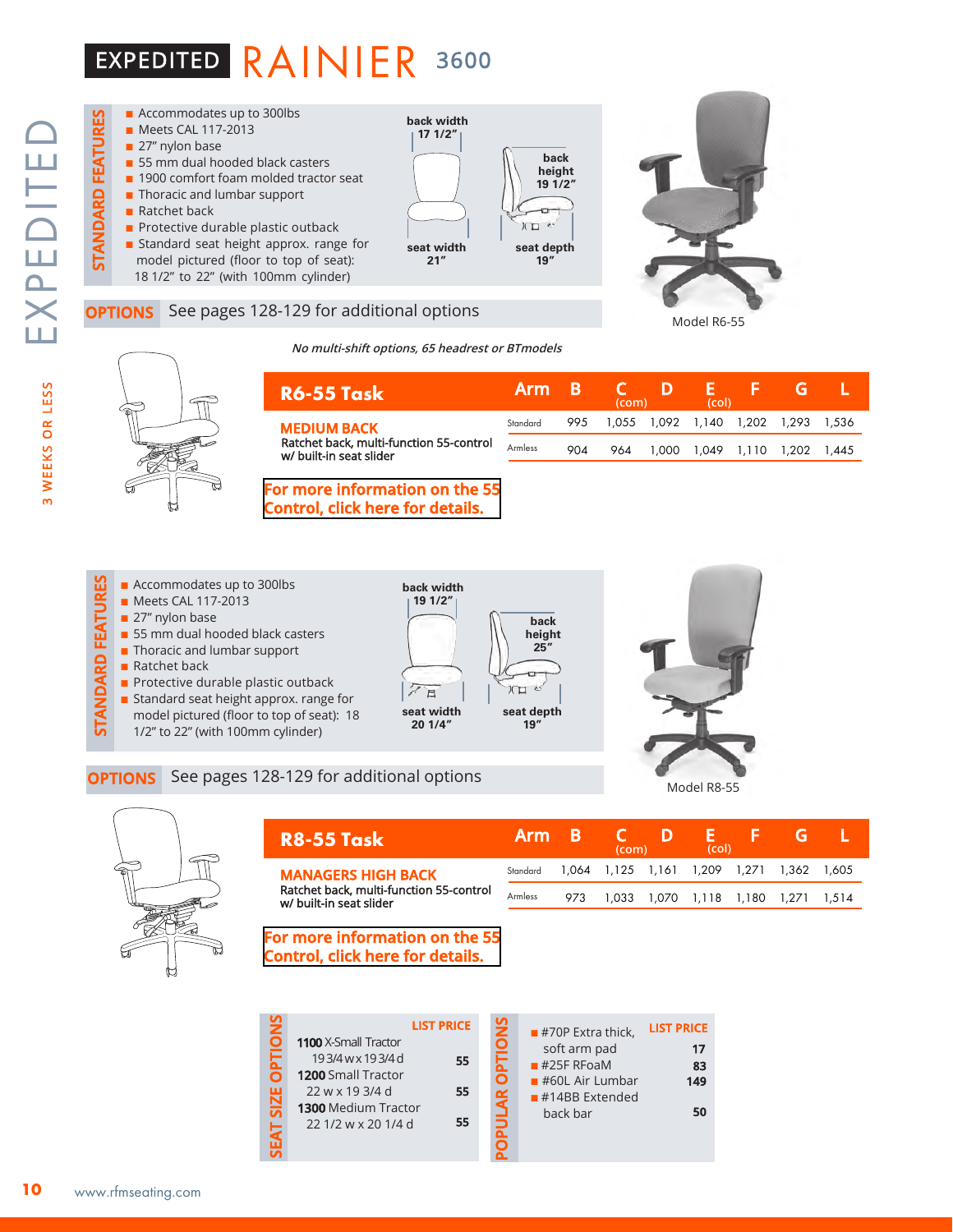# EXPEDITED RAINIER 3600

EXPEDITED — 3 WEEKS OR LESS

## STANDARD FEATURES

- Accommodates up to 300lbs
- Meets CAL 117-2013
- 27" nylon base
- 55 mm dual hooded black casters
- 1900 comfort foam molded tractor seat
- Thoracic and lumbar support
- Ratchet back
- Protective durable plastic outback
- Standard seat height approx. range for model pictured (floor to top of seat): 18 1/2" to 22" (with 100mm cylinder)

back width 17 1/2"
back height 19 1/2"
seat width 21"
seat depth 19"

Model R6-55

**OPTIONS** See pages 128-129 for additional options

*No multi-shift options, 65 headrest or BTmodels*

| R6-55 Task | Arm | B | C (com) | D | E (col) | F | G | L |
|---|---|---|---|---|---|---|---|---|
| **MEDIUM BACK** Ratchet back, multi-function 55-control w/ built-in seat slider | Standard | 995 | 1,055 | 1,092 | 1,140 | 1,202 | 1,293 | 1,536 |
| | Armless | 904 | 964 | 1,000 | 1,049 | 1,110 | 1,202 | 1,445 |

For more information on the 55 Control, click here for details.

## STANDARD FEATURES

- Accommodates up to 300lbs
- Meets CAL 117-2013
- 27" nylon base
- 55 mm dual hooded black casters
- Thoracic and lumbar support
- Ratchet back
- Protective durable plastic outback
- Standard seat height approx. range for model pictured (floor to top of seat): 18 1/2" to 22" (with 100mm cylinder)

back width 19 1/2"
back height 25"
seat width 20 1/4"
seat depth 19"

Model R8-55

**OPTIONS** See pages 128-129 for additional options

| R8-55 Task | Arm | B | C (com) | D | E (col) | F | G | L |
|---|---|---|---|---|---|---|---|---|
| **MANAGERS HIGH BACK** Ratchet back, multi-function 55-control w/ built-in seat slider | Standard | 1,064 | 1,125 | 1,161 | 1,209 | 1,271 | 1,362 | 1,605 |
| | Armless | 973 | 1,033 | 1,070 | 1,118 | 1,180 | 1,271 | 1,514 |

For more information on the 55 Control, click here for details.

## SEAT SIZE OPTIONS

| | LIST PRICE |
|---|---|
| **1100** X-Small Tractor 19 3/4 w x 19 3/4 d | 55 |
| **1200** Small Tractor 22 w x 19 3/4 d | 55 |
| **1300** Medium Tractor 22 1/2 w x 20 1/4 d | 55 |

## POPULAR OPTIONS

| | LIST PRICE |
|---|---|
| #70P Extra thick, soft arm pad | 17 |
| #25F RFoaM | 83 |
| #60L Air Lumbar | 149 |
| #14BB Extended back bar | 50 |

www.rfmseating.com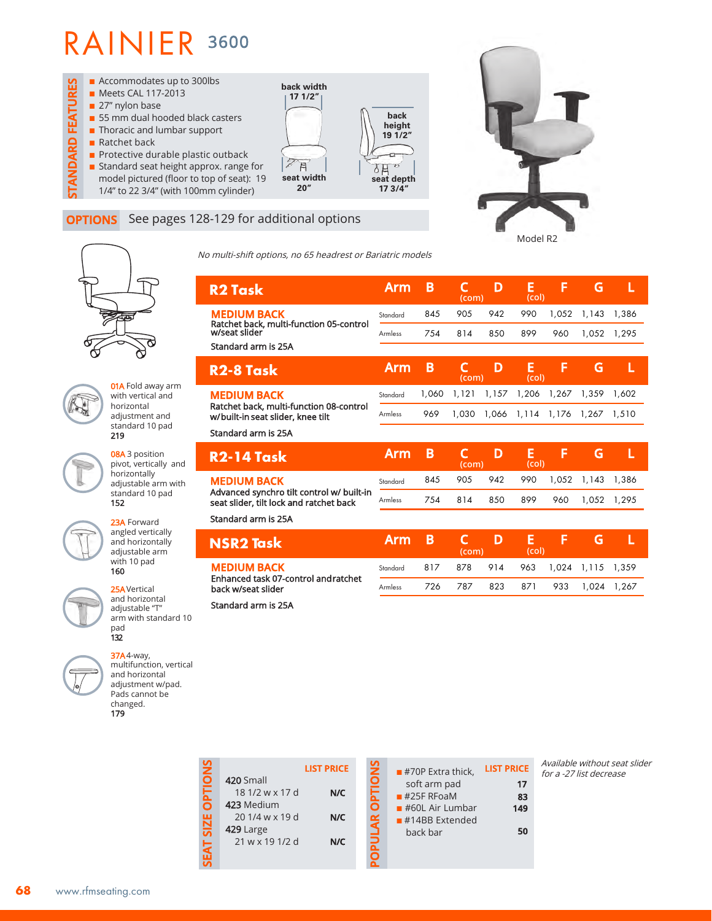# RAINIER 3600

## STANDARD FEATURES

- Accommodates up to 300lbs
- Meets CAL 117-2013
- 27" nylon base
- 55 mm dual hooded black casters
- Thoracic and lumbar support
- Ratchet back
- Protective durable plastic outback
- Standard seat height approx. range for model pictured (floor to top of seat): 19 1/4" to 22 3/4" (with 100mm cylinder)

back width 17 1/2"
back height 19 1/2"
seat width 20"
seat depth 17 3/4"

Model R2

**OPTIONS** See pages 128-129 for additional options

*No multi-shift options, no 65 headrest or Bariatric models*

| R2 Task | Arm | B | C (com) | D | E (col) | F | G | L |
|---|---|---|---|---|---|---|---|---|
| **MEDIUM BACK** Ratchet back, multi-function 05-control w/seat slider | Standard | 845 | 905 | 942 | 990 | 1,052 | 1,143 | 1,386 |
| | Armless | 754 | 814 | 850 | 899 | 960 | 1,052 | 1,295 |
| Standard arm is 25A | | | | | | | | |

| R2-8 Task | Arm | B | C (com) | D | E (col) | F | G | L |
|---|---|---|---|---|---|---|---|---|
| **MEDIUM BACK** Ratchet back, multi-function 08-control w/built-in seat slider, knee tilt | Standard | 1,060 | 1,121 | 1,157 | 1,206 | 1,267 | 1,359 | 1,602 |
| | Armless | 969 | 1,030 | 1,066 | 1,114 | 1,176 | 1,267 | 1,510 |
| Standard arm is 25A | | | | | | | | |

| R2-14 Task | Arm | B | C (com) | D | E (col) | F | G | L |
|---|---|---|---|---|---|---|---|---|
| **MEDIUM BACK** Advanced synchro tilt control w/ built-in seat slider, tilt lock and ratchet back | Standard | 845 | 905 | 942 | 990 | 1,052 | 1,143 | 1,386 |
| | Armless | 754 | 814 | 850 | 899 | 960 | 1,052 | 1,295 |
| Standard arm is 25A | | | | | | | | |

| NSR2 Task | Arm | B | C (com) | D | E (col) | F | G | L |
|---|---|---|---|---|---|---|---|---|
| **MEDIUM BACK** Enhanced task 07-control andratchet back w/seat slider | Standard | 817 | 878 | 914 | 963 | 1,024 | 1,115 | 1,359 |
| | Armless | 726 | 787 | 823 | 871 | 933 | 1,024 | 1,267 |
| Standard arm is 25A | | | | | | | | |

**01A** Fold away arm with vertical and horizontal adjustment and standard 10 pad
**219**

**08A** 3 position pivot, vertically and horizontally adjustable arm with standard 10 pad
**152**

**23A** Forward angled vertically and horizontally adjustable arm with 10 pad
**160**

**25A** Vertical and horizontal adjustable "T" arm with standard 10 pad
**132**

**37A** 4-way, multifunction, vertical and horizontal adjustment w/pad. Pads cannot be changed.
**179**

## SEAT SIZE OPTIONS

| | LIST PRICE |
|---|---|
| 420 Small 18 1/2 w x 17 d | N/C |
| 423 Medium 20 1/4 w x 19 d | N/C |
| 429 Large 21 w x 19 1/2 d | N/C |

## POPULAR OPTIONS

| | LIST PRICE |
|---|---|
| #70P Extra thick, soft arm pad | 17 |
| #25F RFoaM | 83 |
| #60L Air Lumbar | 149 |
| #14BB Extended back bar | 50 |

*Available without seat slider for a -27 list decrease*

www.rfmseating.com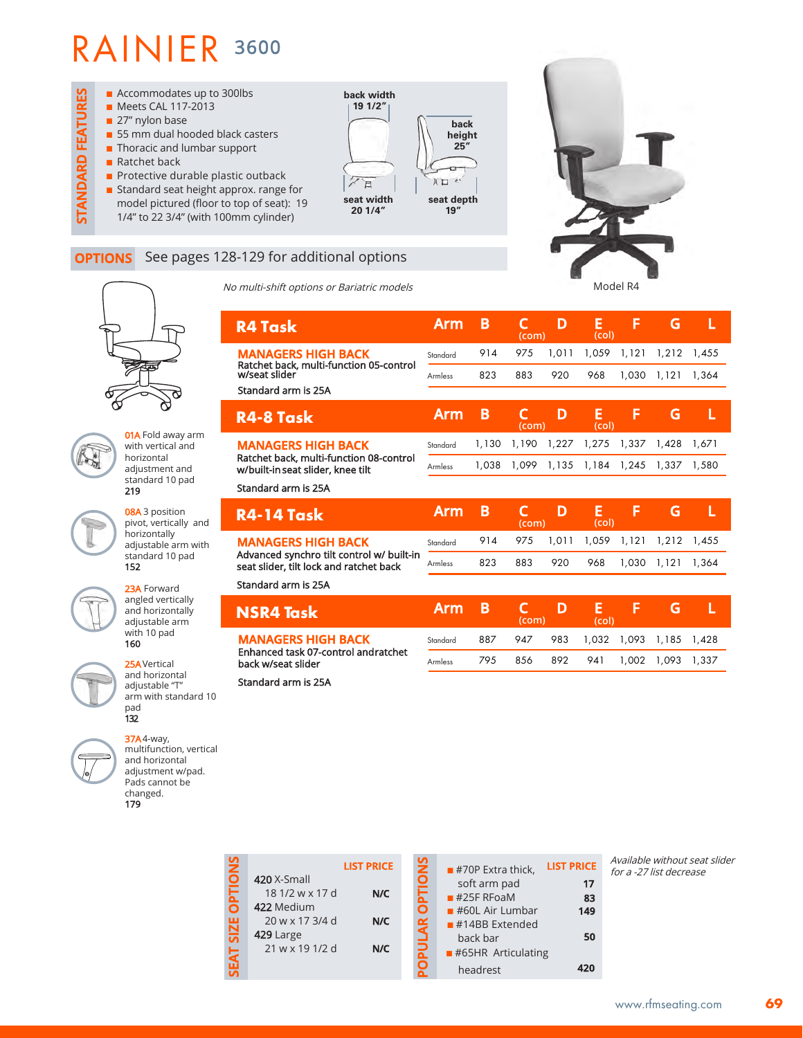# RAINIER 3600

## STANDARD FEATURES

- Accommodates up to 300lbs
- Meets CAL 117-2013
- 27" nylon base
- 55 mm dual hooded black casters
- Thoracic and lumbar support
- Ratchet back
- Protective durable plastic outback
- Standard seat height approx. range for model pictured (floor to top of seat): 19 1/4" to 22 3/4" (with 100mm cylinder)

back width 19 1/2"

back height 25"

seat width 20 1/4"

seat depth 19"

Model R4

## OPTIONS

See pages 128-129 for additional options

*No multi-shift options or Bariatric models*

**01A** Fold away arm with vertical and horizontal adjustment and standard 10 pad
**219**

**08A** 3 position pivot, vertically and horizontally adjustable arm with standard 10 pad
**152**

**23A** Forward angled vertically and horizontally adjustable arm with 10 pad
**160**

**25A** Vertical and horizontal adjustable "T" arm with standard 10 pad
**132**

**37A** 4-way, multifunction, vertical and horizontal adjustment w/pad. Pads cannot be changed.
**179**

| R4 Task | Arm | B | C (com) | D | E (col) | F | G | L |
|---|---|---|---|---|---|---|---|---|
| **MANAGERS HIGH BACK** Ratchet back, multi-function 05-control w/seat slider | Standard | 914 | 975 | 1,011 | 1,059 | 1,121 | 1,212 | 1,455 |
| Standard arm is 25A | Armless | 823 | 883 | 920 | 968 | 1,030 | 1,121 | 1,364 |

| R4-8 Task | Arm | B | C (com) | D | E (col) | F | G | L |
|---|---|---|---|---|---|---|---|---|
| **MANAGERS HIGH BACK** Ratchet back, multi-function 08-control w/built-in seat slider, knee tilt | Standard | 1,130 | 1,190 | 1,227 | 1,275 | 1,337 | 1,428 | 1,671 |
| Standard arm is 25A | Armless | 1,038 | 1,099 | 1,135 | 1,184 | 1,245 | 1,337 | 1,580 |

| R4-14 Task | Arm | B | C (com) | D | E (col) | F | G | L |
|---|---|---|---|---|---|---|---|---|
| **MANAGERS HIGH BACK** Advanced synchro tilt control w/ built-in seat slider, tilt lock and ratchet back | Standard | 914 | 975 | 1,011 | 1,059 | 1,121 | 1,212 | 1,455 |
| Standard arm is 25A | Armless | 823 | 883 | 920 | 968 | 1,030 | 1,121 | 1,364 |

| NSR4 Task | Arm | B | C (com) | D | E (col) | F | G | L |
|---|---|---|---|---|---|---|---|---|
| **MANAGERS HIGH BACK** Enhanced task 07-control andratchet back w/seat slider | Standard | 887 | 947 | 983 | 1,032 | 1,093 | 1,185 | 1,428 |
| Standard arm is 25A | Armless | 795 | 856 | 892 | 941 | 1,002 | 1,093 | 1,337 |

## SEAT SIZE OPTIONS

| | LIST PRICE |
|---|---|
| **420** X-Small 18 1/2 w x 17 d | N/C |
| **422** Medium 20 w x 17 3/4 d | N/C |
| **429** Large 21 w x 19 1/2 d | N/C |

## POPULAR OPTIONS

| | LIST PRICE |
|---|---|
| #70P Extra thick, soft arm pad | 17 |
| #25F RFoaM | 83 |
| #60L Air Lumbar | 149 |
| #14BB Extended back bar | 50 |
| #65HR Articulating headrest | 420 |

*Available without seat slider for a -27 list decrease*

www.rfmseating.com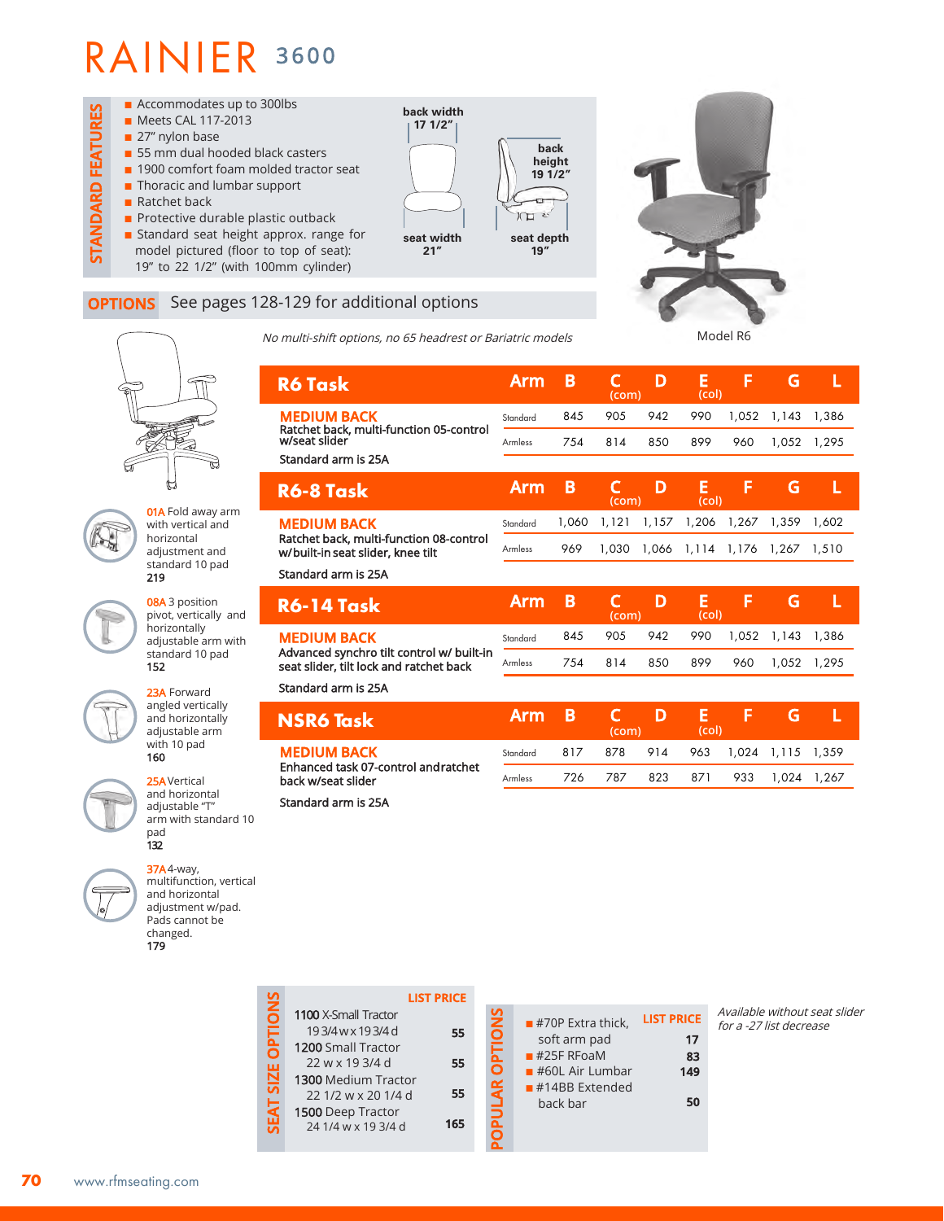# RAINIER 3600

## STANDARD FEATURES

- Accommodates up to 300lbs
- Meets CAL 117-2013
- 27" nylon base
- 55 mm dual hooded black casters
- 1900 comfort foam molded tractor seat
- Thoracic and lumbar support
- Ratchet back
- Protective durable plastic outback
- Standard seat height approx. range for model pictured (floor to top of seat): 19" to 22 1/2" (with 100mm cylinder)

back width 17 1/2"
back height 19 1/2"
seat width 21"
seat depth 19"

Model R6

## OPTIONS

See pages 128-129 for additional options

*No multi-shift options, no 65 headrest or Bariatric models*

| R6 Task | Arm | B | C (com) | D | E (col) | F | G | L |
|---|---|---|---|---|---|---|---|---|
| **MEDIUM BACK** Ratchet back, multi-function 05-control w/seat slider | Standard | 845 | 905 | 942 | 990 | 1,052 | 1,143 | 1,386 |
| Standard arm is 25A | Armless | 754 | 814 | 850 | 899 | 960 | 1,052 | 1,295 |

| R6-8 Task | Arm | B | C (com) | D | E (col) | F | G | L |
|---|---|---|---|---|---|---|---|---|
| **MEDIUM BACK** Ratchet back, multi-function 08-control w/built-in seat slider, knee tilt | Standard | 1,060 | 1,121 | 1,157 | 1,206 | 1,267 | 1,359 | 1,602 |
| Standard arm is 25A | Armless | 969 | 1,030 | 1,066 | 1,114 | 1,176 | 1,267 | 1,510 |

| R6-14 Task | Arm | B | C (com) | D | E (col) | F | G | L |
|---|---|---|---|---|---|---|---|---|
| **MEDIUM BACK** Advanced synchro tilt control w/ built-in seat slider, tilt lock and ratchet back | Standard | 845 | 905 | 942 | 990 | 1,052 | 1,143 | 1,386 |
| Standard arm is 25A | Armless | 754 | 814 | 850 | 899 | 960 | 1,052 | 1,295 |

| NSR6 Task | Arm | B | C (com) | D | E (col) | F | G | L |
|---|---|---|---|---|---|---|---|---|
| **MEDIUM BACK** Enhanced task 07-control andratchet back w/seat slider | Standard | 817 | 878 | 914 | 963 | 1,024 | 1,115 | 1,359 |
| Standard arm is 25A | Armless | 726 | 787 | 823 | 871 | 933 | 1,024 | 1,267 |

**01A** Fold away arm with vertical and horizontal adjustment and standard 10 pad
**219**

**08A** 3 position pivot, vertically and horizontally adjustable arm with standard 10 pad
**152**

**23A** Forward angled vertically and horizontally adjustable arm with 10 pad
**160**

**25A** Vertical and horizontal adjustable "T" arm with standard 10 pad
**132**

**37A** 4-way, multifunction, vertical and horizontal adjustment w/pad. Pads cannot be changed.
**179**

## SEAT SIZE OPTIONS

| | LIST PRICE |
|---|---|
| **1100** X-Small Tractor 19 3/4 w x 19 3/4 d | 55 |
| **1200** Small Tractor 22 w x 19 3/4 d | 55 |
| **1300** Medium Tractor 22 1/2 w x 20 1/4 d | 55 |
| **1500** Deep Tractor 24 1/4 w x 19 3/4 d | 165 |

## POPULAR OPTIONS

| | LIST PRICE |
|---|---|
| #70P Extra thick, soft arm pad | 17 |
| #25F RFoaM | 83 |
| #60L Air Lumbar | 149 |
| #14BB Extended back bar | 50 |

*Available without seat slider for a -27 list decrease*

www.rfmseating.com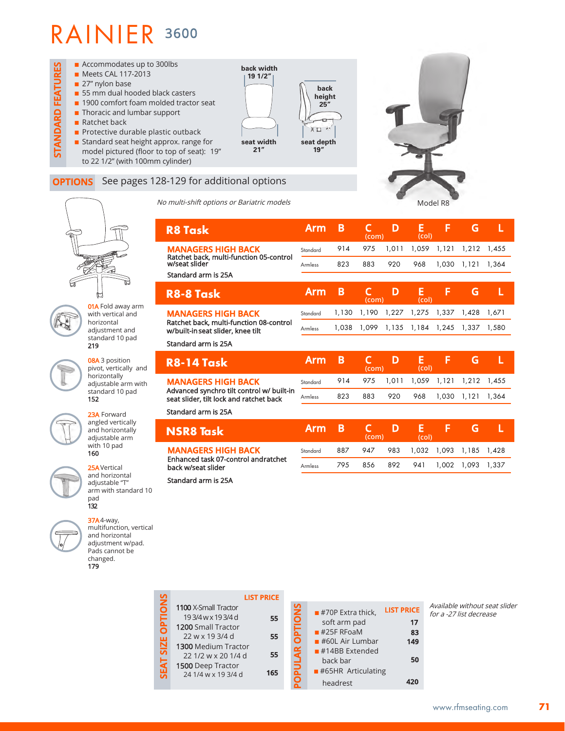# RAINIER 3600

## STANDARD FEATURES

- Accommodates up to 300lbs
- Meets CAL 117-2013
- 27" nylon base
- 55 mm dual hooded black casters
- 1900 comfort foam molded tractor seat
- Thoracic and lumbar support
- Ratchet back
- Protective durable plastic outback
- Standard seat height approx. range for model pictured (floor to top of seat): 19" to 22 1/2" (with 100mm cylinder)

back width 19 1/2"

back height 25"

seat width 21"

seat depth 19"

Model R8

## OPTIONS

See pages 128-129 for additional options

*No multi-shift options or Bariatric models*

| R8 Task | Arm | B | C (com) | D | E (col) | F | G | L |
|---|---|---|---|---|---|---|---|---|
| **MANAGERS HIGH BACK** Ratchet back, multi-function 05-control w/seat slider | Standard | 914 | 975 | 1,011 | 1,059 | 1,121 | 1,212 | 1,455 |
| | Armless | 823 | 883 | 920 | 968 | 1,030 | 1,121 | 1,364 |
| Standard arm is 25A | | | | | | | | |

| R8-8 Task | Arm | B | C (com) | D | E (col) | F | G | L |
|---|---|---|---|---|---|---|---|---|
| **MANAGERS HIGH BACK** Ratchet back, multi-function 08-control w/built-in seat slider, knee tilt | Standard | 1,130 | 1,190 | 1,227 | 1,275 | 1,337 | 1,428 | 1,671 |
| | Armless | 1,038 | 1,099 | 1,135 | 1,184 | 1,245 | 1,337 | 1,580 |
| Standard arm is 25A | | | | | | | | |

| R8-14 Task | Arm | B | C (com) | D | E (col) | F | G | L |
|---|---|---|---|---|---|---|---|---|
| **MANAGERS HIGH BACK** Advanced synchro tilt control w/ built-in seat slider, tilt lock and ratchet back | Standard | 914 | 975 | 1,011 | 1,059 | 1,121 | 1,212 | 1,455 |
| | Armless | 823 | 883 | 920 | 968 | 1,030 | 1,121 | 1,364 |
| Standard arm is 25A | | | | | | | | |

| NSR8 Task | Arm | B | C (com) | D | E (col) | F | G | L |
|---|---|---|---|---|---|---|---|---|
| **MANAGERS HIGH BACK** Enhanced task 07-control andratchet back w/seat slider | Standard | 887 | 947 | 983 | 1,032 | 1,093 | 1,185 | 1,428 |
| | Armless | 795 | 856 | 892 | 941 | 1,002 | 1,093 | 1,337 |
| Standard arm is 25A | | | | | | | | |

**01A** Fold away arm with vertical and horizontal adjustment and standard 10 pad
**219**

**08A** 3 position pivot, vertically and horizontally adjustable arm with standard 10 pad
**152**

**23A** Forward angled vertically and horizontally adjustable arm with 10 pad
**160**

**25A** Vertical and horizontal adjustable "T" arm with standard 10 pad
**132**

**37A** 4-way, multifunction, vertical and horizontal adjustment w/pad. Pads cannot be changed.
**179**

## SEAT SIZE OPTIONS

| | LIST PRICE |
|---|---|
| 1100 X-Small Tractor 19 3/4 w x 19 3/4 d | 55 |
| 1200 Small Tractor 22 w x 19 3/4 d | 55 |
| 1300 Medium Tractor 22 1/2 w x 20 1/4 d | 55 |
| 1500 Deep Tractor 24 1/4 w x 19 3/4 d | 165 |

## POPULAR OPTIONS

| | LIST PRICE |
|---|---|
| #70P Extra thick, soft arm pad | 17 |
| #25F RFoaM | 83 |
| #60L Air Lumbar | 149 |
| #14BB Extended back bar | 50 |
| #65HR Articulating headrest | 420 |

*Available without seat slider for a -27 list decrease*

www.rfmseating.com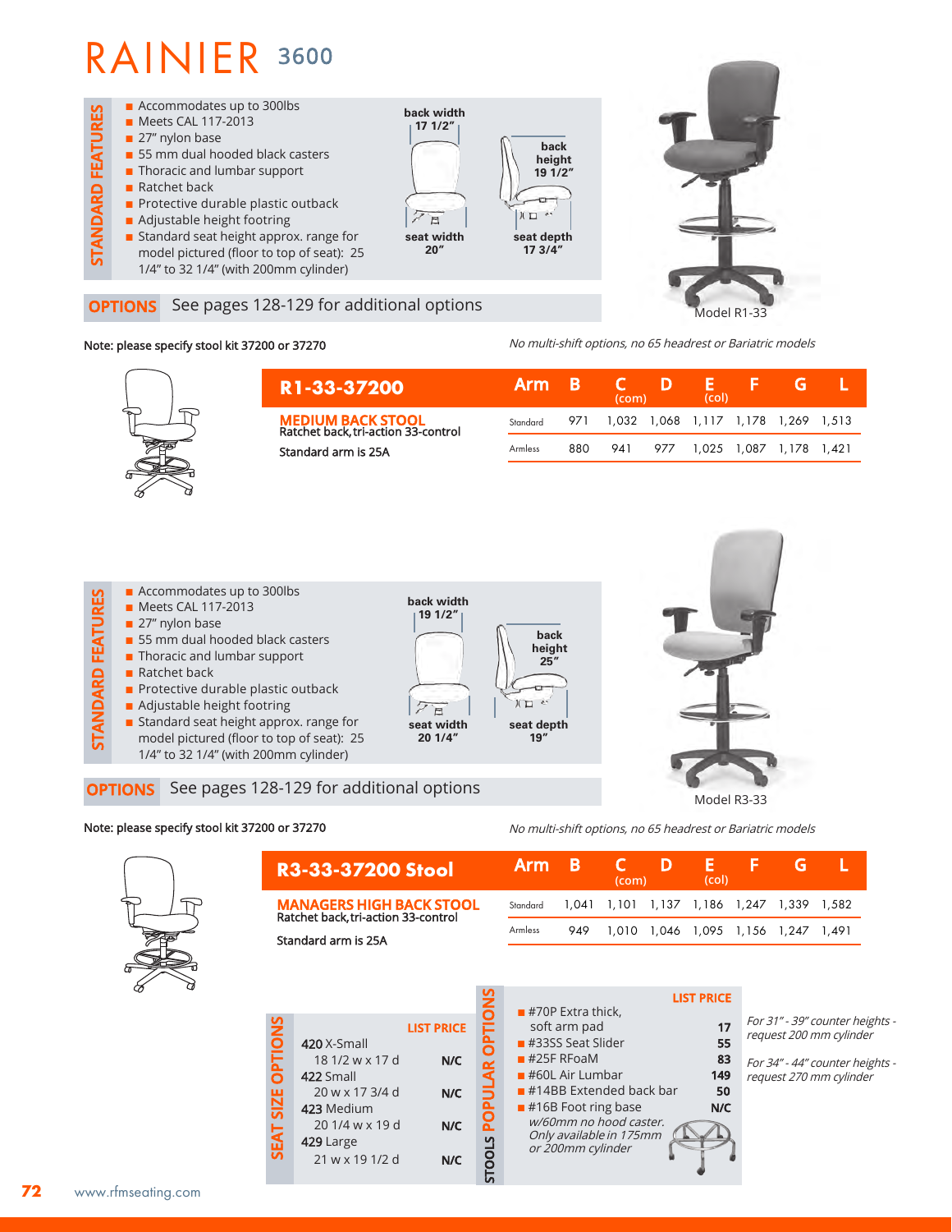# RAINIER 3600

## STANDARD FEATURES

- Accommodates up to 300lbs
- Meets CAL 117-2013
- 27" nylon base
- 55 mm dual hooded black casters
- Thoracic and lumbar support
- Ratchet back
- Protective durable plastic outback
- Adjustable height footring
- Standard seat height approx. range for model pictured (floor to top of seat): 25 1/4" to 32 1/4" (with 200mm cylinder)

back width 17 1/2"
back height 19 1/2"
seat width 20"
seat depth 17 3/4"

Model R1-33

**OPTIONS** See pages 128-129 for additional options

Note: please specify stool kit 37200 or 37270

*No multi-shift options, no 65 headrest or Bariatric models*

| R1-33-37200 | Arm | B | C (com) | D | E (col) | F | G | L |
|---|---|---|---|---|---|---|---|---|
| **MEDIUM BACK STOOL** Ratchet back, tri-action 33-control | Standard | 971 | 1,032 | 1,068 | 1,117 | 1,178 | 1,269 | 1,513 |
| Standard arm is 25A | Armless | 880 | 941 | 977 | 1,025 | 1,087 | 1,178 | 1,421 |

## STANDARD FEATURES

- Accommodates up to 300lbs
- Meets CAL 117-2013
- 27" nylon base
- 55 mm dual hooded black casters
- Thoracic and lumbar support
- Ratchet back
- Protective durable plastic outback
- Adjustable height footring
- Standard seat height approx. range for model pictured (floor to top of seat): 25 1/4" to 32 1/4" (with 200mm cylinder)

back width 19 1/2"
back height 25"
seat width 20 1/4"
seat depth 19"

Model R3-33

**OPTIONS** See pages 128-129 for additional options

Note: please specify stool kit 37200 or 37270

*No multi-shift options, no 65 headrest or Bariatric models*

| R3-33-37200 Stool | Arm | B | C (com) | D | E (col) | F | G | L |
|---|---|---|---|---|---|---|---|---|
| **MANAGERS HIGH BACK STOOL** Ratchet back, tri-action 33-control | Standard | 1,041 | 1,101 | 1,137 | 1,186 | 1,247 | 1,339 | 1,582 |
| Standard arm is 25A | Armless | 949 | 1,010 | 1,046 | 1,095 | 1,156 | 1,247 | 1,491 |

### SEAT SIZE OPTIONS

| | LIST PRICE |
|---|---|
| 420 X-Small 18 1/2 w x 17 d | N/C |
| 422 Small 20 w x 17 3/4 d | N/C |
| 423 Medium 20 1/4 w x 19 d | N/C |
| 429 Large 21 w x 19 1/2 d | N/C |

### STOOLS POPULAR OPTIONS

| | LIST PRICE |
|---|---|
| #70P Extra thick, soft arm pad | 17 |
| #33SS Seat Slider | 55 |
| #25F RFoaM | 83 |
| #60L Air Lumbar | 149 |
| #14BB Extended back bar | 50 |
| #16B Foot ring base *w/60mm no hood caster. Only available in 175mm or 200mm cylinder* | N/C |

*For 31" - 39" counter heights - request 200 mm cylinder*

*For 34" - 44" counter heights - request 270 mm cylinder*

www.rfmseating.com